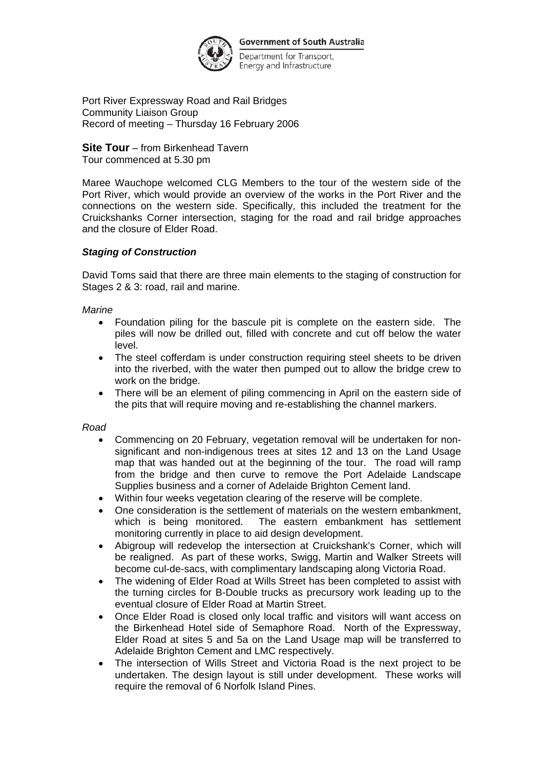Government of South Australia

Department for Transport, Energy and Infrastructure

Port River Expressway Road and Rail Bridges
Community Liaison Group
Record of meeting – Thursday 16 February 2006

**Site Tour** – from Birkenhead Tavern
Tour commenced at 5.30 pm

Maree Wauchope welcomed CLG Members to the tour of the western side of the Port River, which would provide an overview of the works in the Port River and the connections on the western side. Specifically, this included the treatment for the Cruickshanks Corner intersection, staging for the road and rail bridge approaches and the closure of Elder Road.

### *Staging of Construction*

David Toms said that there are three main elements to the staging of construction for Stages 2 & 3: road, rail and marine.

*Marine*

- Foundation piling for the bascule pit is complete on the eastern side. The piles will now be drilled out, filled with concrete and cut off below the water level.
- The steel cofferdam is under construction requiring steel sheets to be driven into the riverbed, with the water then pumped out to allow the bridge crew to work on the bridge.
- There will be an element of piling commencing in April on the eastern side of the pits that will require moving and re-establishing the channel markers.

*Road*

- Commencing on 20 February, vegetation removal will be undertaken for non-significant and non-indigenous trees at sites 12 and 13 on the Land Usage map that was handed out at the beginning of the tour. The road will ramp from the bridge and then curve to remove the Port Adelaide Landscape Supplies business and a corner of Adelaide Brighton Cement land.
- Within four weeks vegetation clearing of the reserve will be complete.
- One consideration is the settlement of materials on the western embankment, which is being monitored. The eastern embankment has settlement monitoring currently in place to aid design development.
- Abigroup will redevelop the intersection at Cruickshank's Corner, which will be realigned. As part of these works, Swigg, Martin and Walker Streets will become cul-de-sacs, with complimentary landscaping along Victoria Road.
- The widening of Elder Road at Wills Street has been completed to assist with the turning circles for B-Double trucks as precursory work leading up to the eventual closure of Elder Road at Martin Street.
- Once Elder Road is closed only local traffic and visitors will want access on the Birkenhead Hotel side of Semaphore Road. North of the Expressway, Elder Road at sites 5 and 5a on the Land Usage map will be transferred to Adelaide Brighton Cement and LMC respectively.
- The intersection of Wills Street and Victoria Road is the next project to be undertaken. The design layout is still under development. These works will require the removal of 6 Norfolk Island Pines.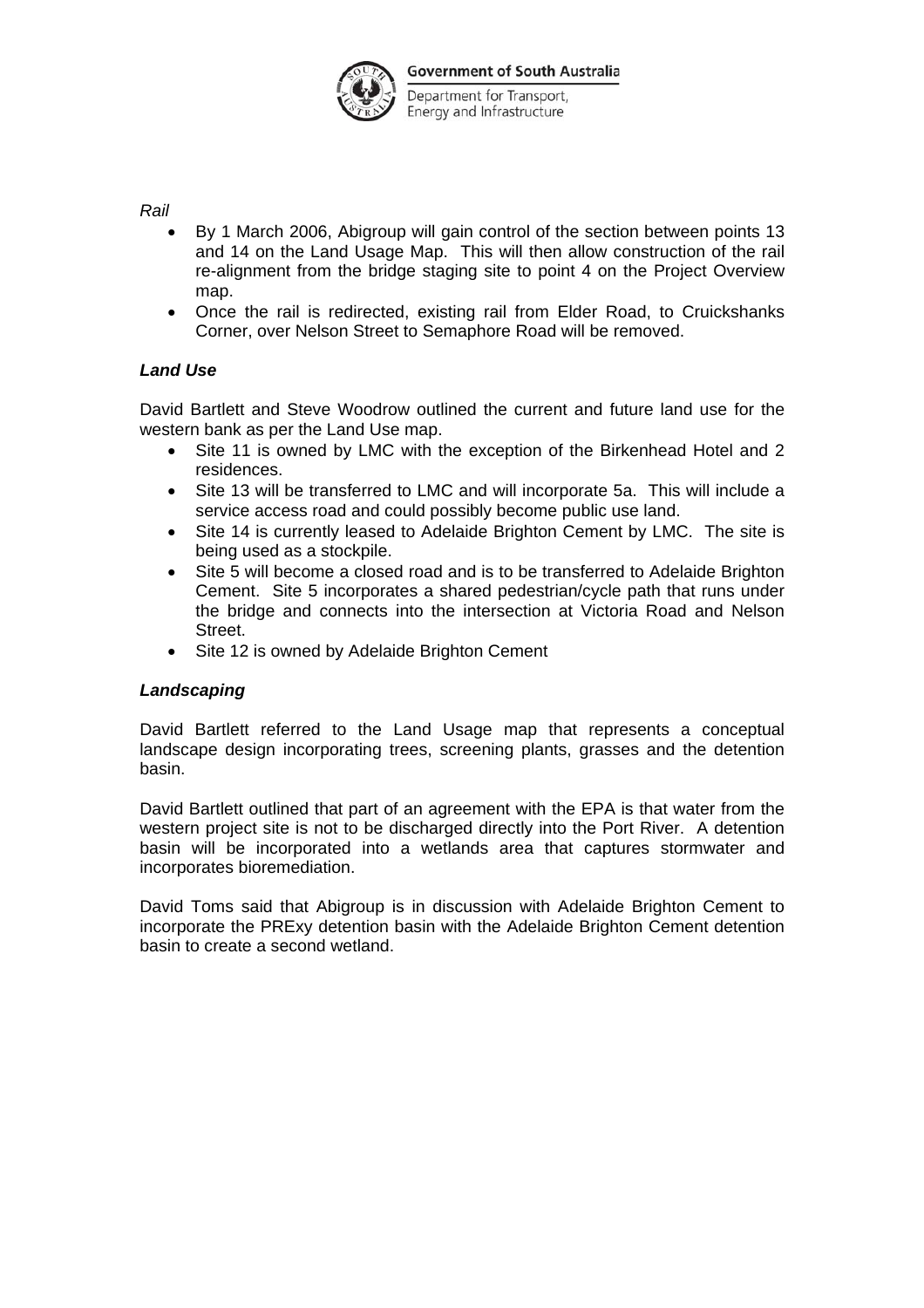*Rail*

- By 1 March 2006, Abigroup will gain control of the section between points 13 and 14 on the Land Usage Map. This will then allow construction of the rail re-alignment from the bridge staging site to point 4 on the Project Overview map.
- Once the rail is redirected, existing rail from Elder Road, to Cruickshanks Corner, over Nelson Street to Semaphore Road will be removed.

***Land Use***

David Bartlett and Steve Woodrow outlined the current and future land use for the western bank as per the Land Use map.

- Site 11 is owned by LMC with the exception of the Birkenhead Hotel and 2 residences.
- Site 13 will be transferred to LMC and will incorporate 5a. This will include a service access road and could possibly become public use land.
- Site 14 is currently leased to Adelaide Brighton Cement by LMC. The site is being used as a stockpile.
- Site 5 will become a closed road and is to be transferred to Adelaide Brighton Cement. Site 5 incorporates a shared pedestrian/cycle path that runs under the bridge and connects into the intersection at Victoria Road and Nelson Street.
- Site 12 is owned by Adelaide Brighton Cement

***Landscaping***

David Bartlett referred to the Land Usage map that represents a conceptual landscape design incorporating trees, screening plants, grasses and the detention basin.

David Bartlett outlined that part of an agreement with the EPA is that water from the western project site is not to be discharged directly into the Port River. A detention basin will be incorporated into a wetlands area that captures stormwater and incorporates bioremediation.

David Toms said that Abigroup is in discussion with Adelaide Brighton Cement to incorporate the PRExy detention basin with the Adelaide Brighton Cement detention basin to create a second wetland.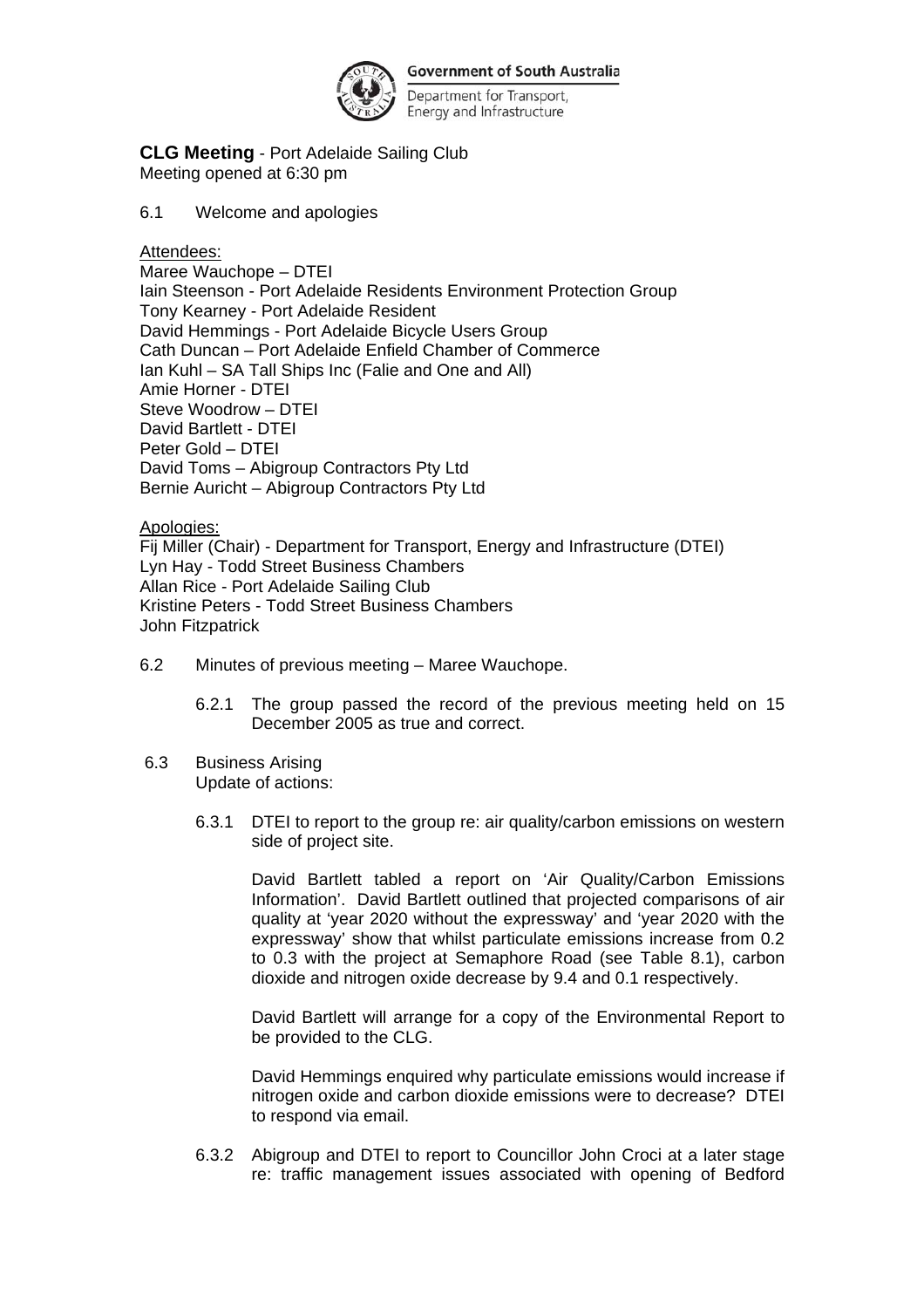Government of South Australia

Department for Transport, Energy and Infrastructure

**CLG Meeting** - Port Adelaide Sailing Club
Meeting opened at 6:30 pm

6.1 Welcome and apologies

Attendees:
Maree Wauchope – DTEI
Iain Steenson - Port Adelaide Residents Environment Protection Group
Tony Kearney - Port Adelaide Resident
David Hemmings - Port Adelaide Bicycle Users Group
Cath Duncan – Port Adelaide Enfield Chamber of Commerce
Ian Kuhl – SA Tall Ships Inc (Falie and One and All)
Amie Horner - DTEI
Steve Woodrow – DTEI
David Bartlett - DTEI
Peter Gold – DTEI
David Toms – Abigroup Contractors Pty Ltd
Bernie Auricht – Abigroup Contractors Pty Ltd

Apologies:
Fij Miller (Chair) - Department for Transport, Energy and Infrastructure (DTEI)
Lyn Hay - Todd Street Business Chambers
Allan Rice - Port Adelaide Sailing Club
Kristine Peters - Todd Street Business Chambers
John Fitzpatrick

6.2 Minutes of previous meeting – Maree Wauchope.

6.2.1 The group passed the record of the previous meeting held on 15 December 2005 as true and correct.

6.3 Business Arising
Update of actions:

6.3.1 DTEI to report to the group re: air quality/carbon emissions on western side of project site.

David Bartlett tabled a report on 'Air Quality/Carbon Emissions Information'. David Bartlett outlined that projected comparisons of air quality at 'year 2020 without the expressway' and 'year 2020 with the expressway' show that whilst particulate emissions increase from 0.2 to 0.3 with the project at Semaphore Road (see Table 8.1), carbon dioxide and nitrogen oxide decrease by 9.4 and 0.1 respectively.

David Bartlett will arrange for a copy of the Environmental Report to be provided to the CLG.

David Hemmings enquired why particulate emissions would increase if nitrogen oxide and carbon dioxide emissions were to decrease? DTEI to respond via email.

6.3.2 Abigroup and DTEI to report to Councillor John Croci at a later stage re: traffic management issues associated with opening of Bedford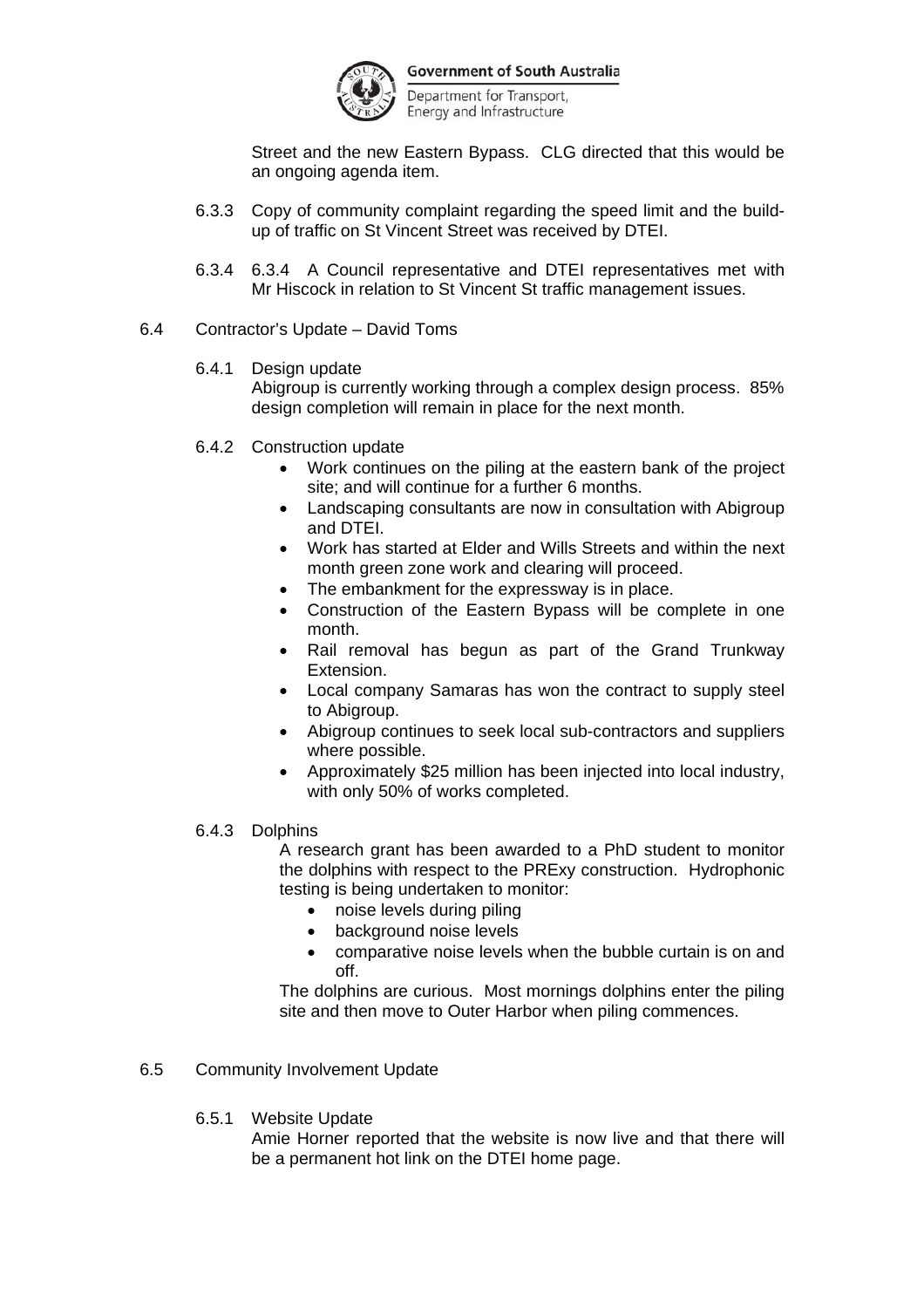Street and the new Eastern Bypass. CLG directed that this would be an ongoing agenda item.

6.3.3 Copy of community complaint regarding the speed limit and the build-up of traffic on St Vincent Street was received by DTEI.

6.3.4 6.3.4 A Council representative and DTEI representatives met with Mr Hiscock in relation to St Vincent St traffic management issues.

6.4 Contractor's Update – David Toms

6.4.1 Design update

Abigroup is currently working through a complex design process. 85% design completion will remain in place for the next month.

6.4.2 Construction update

- Work continues on the piling at the eastern bank of the project site; and will continue for a further 6 months.
- Landscaping consultants are now in consultation with Abigroup and DTEI.
- Work has started at Elder and Wills Streets and within the next month green zone work and clearing will proceed.
- The embankment for the expressway is in place.
- Construction of the Eastern Bypass will be complete in one month.
- Rail removal has begun as part of the Grand Trunkway Extension.
- Local company Samaras has won the contract to supply steel to Abigroup.
- Abigroup continues to seek local sub-contractors and suppliers where possible.
- Approximately $25 million has been injected into local industry, with only 50% of works completed.

6.4.3 Dolphins

A research grant has been awarded to a PhD student to monitor the dolphins with respect to the PRExy construction. Hydrophonic testing is being undertaken to monitor:

- noise levels during piling
- background noise levels
- comparative noise levels when the bubble curtain is on and off.

The dolphins are curious. Most mornings dolphins enter the piling site and then move to Outer Harbor when piling commences.

6.5 Community Involvement Update

6.5.1 Website Update

Amie Horner reported that the website is now live and that there will be a permanent hot link on the DTEI home page.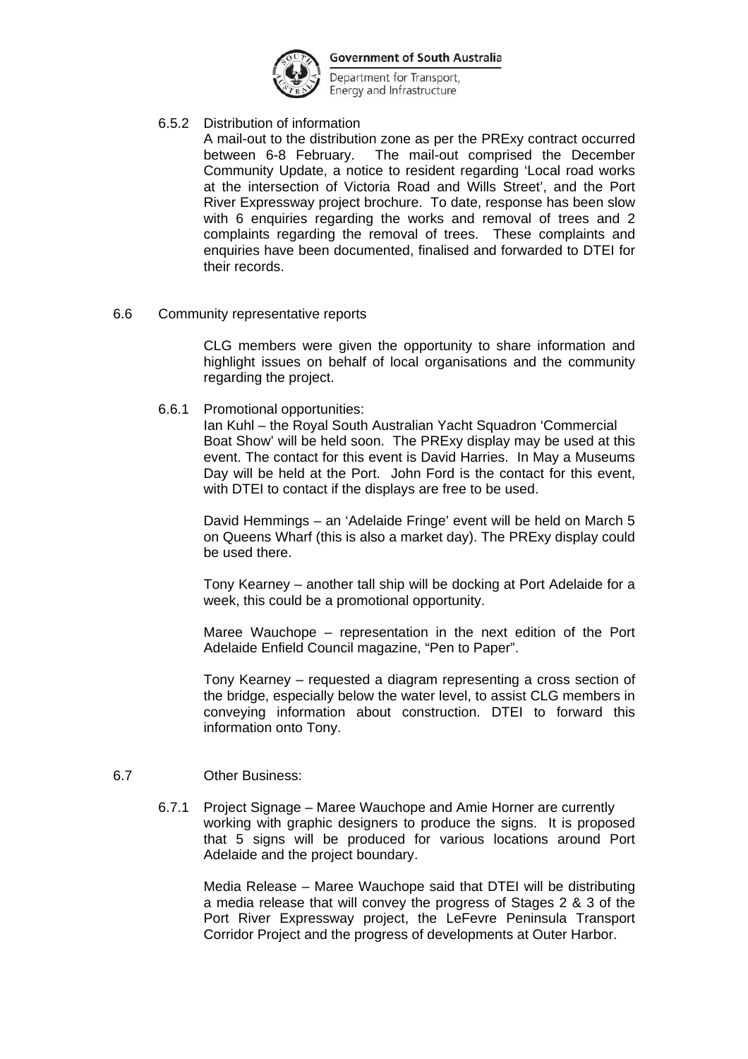6.5.2 Distribution of information

A mail-out to the distribution zone as per the PRExy contract occurred between 6-8 February. The mail-out comprised the December Community Update, a notice to resident regarding 'Local road works at the intersection of Victoria Road and Wills Street', and the Port River Expressway project brochure. To date, response has been slow with 6 enquiries regarding the works and removal of trees and 2 complaints regarding the removal of trees. These complaints and enquiries have been documented, finalised and forwarded to DTEI for their records.

6.6 Community representative reports

CLG members were given the opportunity to share information and highlight issues on behalf of local organisations and the community regarding the project.

6.6.1 Promotional opportunities:

Ian Kuhl – the Royal South Australian Yacht Squadron 'Commercial Boat Show' will be held soon. The PRExy display may be used at this event. The contact for this event is David Harries. In May a Museums Day will be held at the Port. John Ford is the contact for this event, with DTEI to contact if the displays are free to be used.

David Hemmings – an 'Adelaide Fringe' event will be held on March 5 on Queens Wharf (this is also a market day). The PRExy display could be used there.

Tony Kearney – another tall ship will be docking at Port Adelaide for a week, this could be a promotional opportunity.

Maree Wauchope – representation in the next edition of the Port Adelaide Enfield Council magazine, "Pen to Paper".

Tony Kearney – requested a diagram representing a cross section of the bridge, especially below the water level, to assist CLG members in conveying information about construction. DTEI to forward this information onto Tony.

6.7 Other Business:

6.7.1 Project Signage – Maree Wauchope and Amie Horner are currently working with graphic designers to produce the signs. It is proposed that 5 signs will be produced for various locations around Port Adelaide and the project boundary.

Media Release – Maree Wauchope said that DTEI will be distributing a media release that will convey the progress of Stages 2 & 3 of the Port River Expressway project, the LeFevre Peninsula Transport Corridor Project and the progress of developments at Outer Harbor.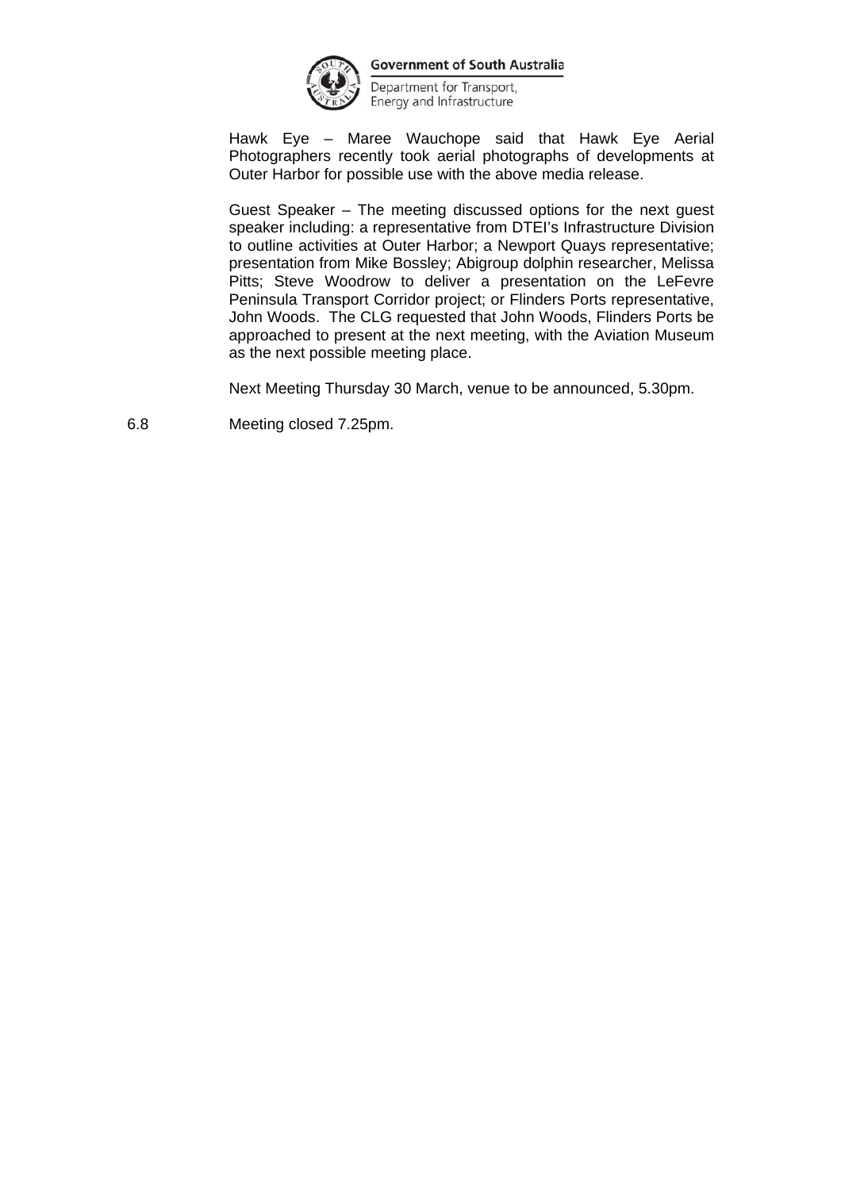Hawk Eye – Maree Wauchope said that Hawk Eye Aerial Photographers recently took aerial photographs of developments at Outer Harbor for possible use with the above media release.

Guest Speaker – The meeting discussed options for the next guest speaker including: a representative from DTEI's Infrastructure Division to outline activities at Outer Harbor; a Newport Quays representative; presentation from Mike Bossley; Abigroup dolphin researcher, Melissa Pitts; Steve Woodrow to deliver a presentation on the LeFevre Peninsula Transport Corridor project; or Flinders Ports representative, John Woods. The CLG requested that John Woods, Flinders Ports be approached to present at the next meeting, with the Aviation Museum as the next possible meeting place.

Next Meeting Thursday 30 March, venue to be announced, 5.30pm.

6.8 Meeting closed 7.25pm.